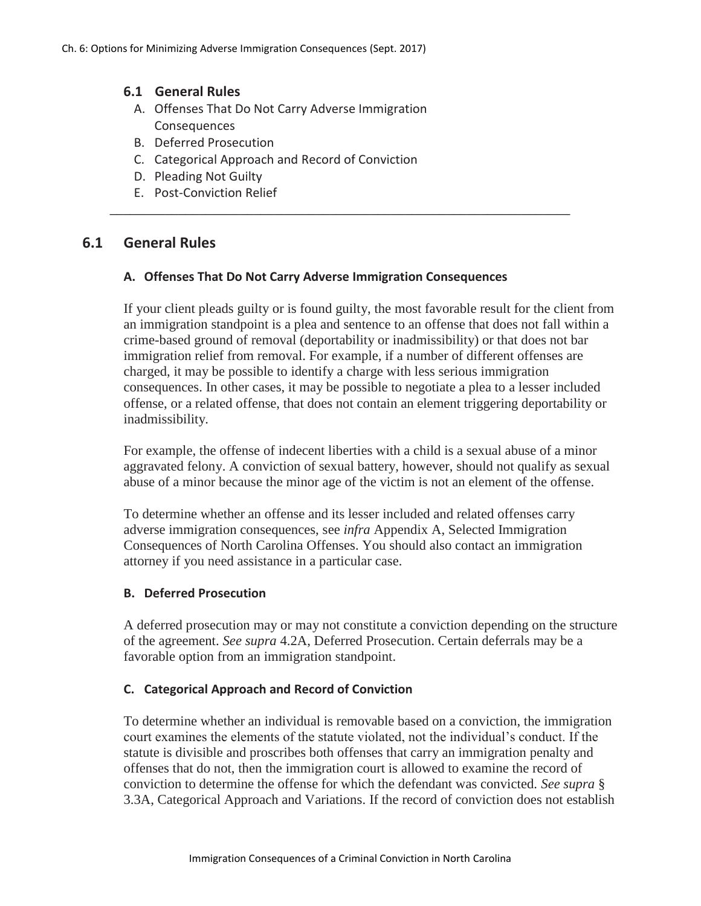## 6.1 General Rules

A. Offenses That Do Not Carry Adverse Immigration Consequences
B. Deferred Prosecution
C. Categorical Approach and Record of Conviction
D. Pleading Not Guilty
E. Post-Conviction Relief

---

## 6.1 General Rules

### A. Offenses That Do Not Carry Adverse Immigration Consequences

If your client pleads guilty or is found guilty, the most favorable result for the client from an immigration standpoint is a plea and sentence to an offense that does not fall within a crime-based ground of removal (deportability or inadmissibility) or that does not bar immigration relief from removal. For example, if a number of different offenses are charged, it may be possible to identify a charge with less serious immigration consequences. In other cases, it may be possible to negotiate a plea to a lesser included offense, or a related offense, that does not contain an element triggering deportability or inadmissibility.

For example, the offense of indecent liberties with a child is a sexual abuse of a minor aggravated felony. A conviction of sexual battery, however, should not qualify as sexual abuse of a minor because the minor age of the victim is not an element of the offense.

To determine whether an offense and its lesser included and related offenses carry adverse immigration consequences, see *infra* Appendix A, Selected Immigration Consequences of North Carolina Offenses. You should also contact an immigration attorney if you need assistance in a particular case.

### B. Deferred Prosecution

A deferred prosecution may or may not constitute a conviction depending on the structure of the agreement. *See supra* 4.2A, Deferred Prosecution. Certain deferrals may be a favorable option from an immigration standpoint.

### C. Categorical Approach and Record of Conviction

To determine whether an individual is removable based on a conviction, the immigration court examines the elements of the statute violated, not the individual's conduct. If the statute is divisible and proscribes both offenses that carry an immigration penalty and offenses that do not, then the immigration court is allowed to examine the record of conviction to determine the offense for which the defendant was convicted. *See supra* § 3.3A, Categorical Approach and Variations. If the record of conviction does not establish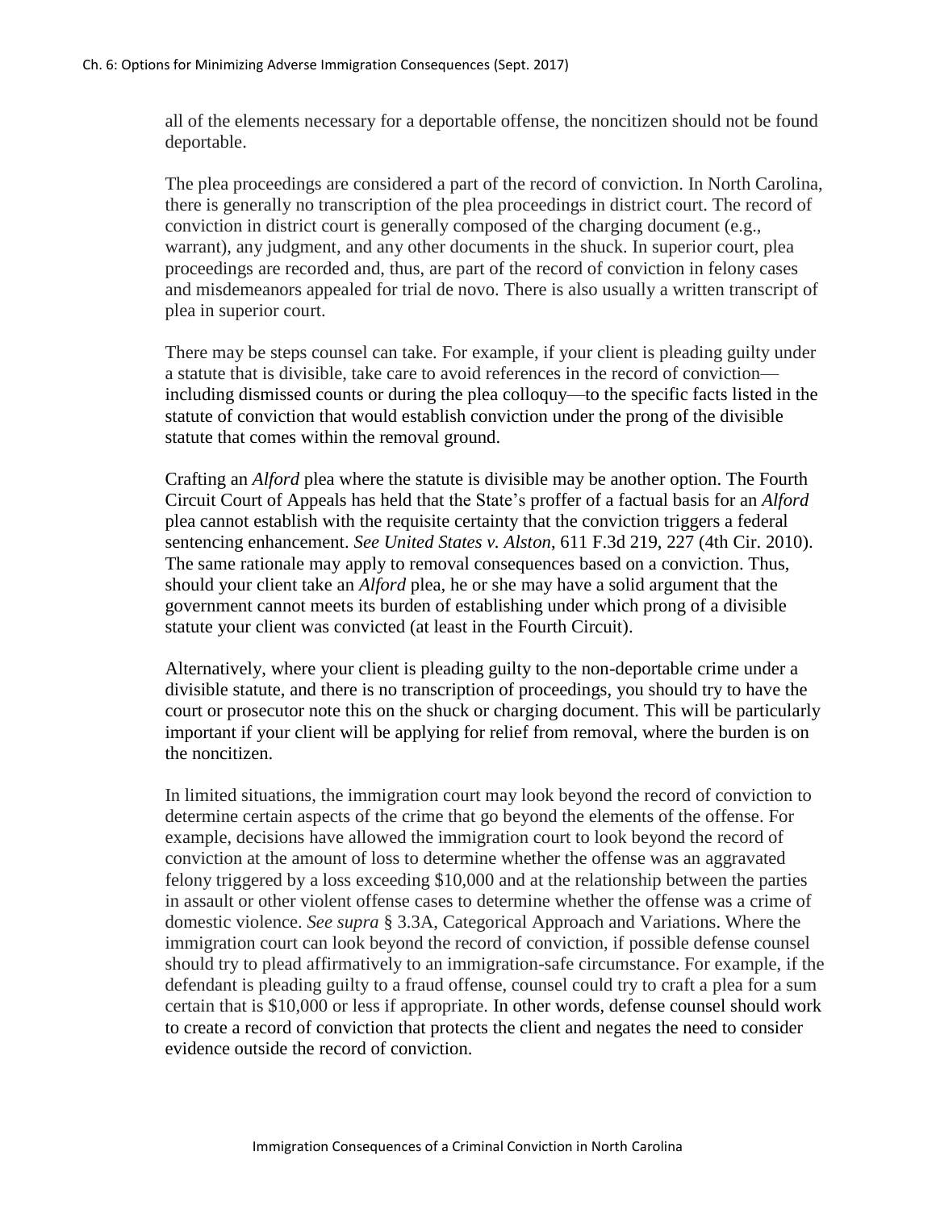all of the elements necessary for a deportable offense, the noncitizen should not be found deportable.

The plea proceedings are considered a part of the record of conviction. In North Carolina, there is generally no transcription of the plea proceedings in district court. The record of conviction in district court is generally composed of the charging document (e.g., warrant), any judgment, and any other documents in the shuck. In superior court, plea proceedings are recorded and, thus, are part of the record of conviction in felony cases and misdemeanors appealed for trial de novo. There is also usually a written transcript of plea in superior court.

There may be steps counsel can take. For example, if your client is pleading guilty under a statute that is divisible, take care to avoid references in the record of conviction—including dismissed counts or during the plea colloquy—to the specific facts listed in the statute of conviction that would establish conviction under the prong of the divisible statute that comes within the removal ground.

Crafting an *Alford* plea where the statute is divisible may be another option. The Fourth Circuit Court of Appeals has held that the State's proffer of a factual basis for an *Alford* plea cannot establish with the requisite certainty that the conviction triggers a federal sentencing enhancement. *See United States v. Alston*, 611 F.3d 219, 227 (4th Cir. 2010). The same rationale may apply to removal consequences based on a conviction. Thus, should your client take an *Alford* plea, he or she may have a solid argument that the government cannot meets its burden of establishing under which prong of a divisible statute your client was convicted (at least in the Fourth Circuit).

Alternatively, where your client is pleading guilty to the non-deportable crime under a divisible statute, and there is no transcription of proceedings, you should try to have the court or prosecutor note this on the shuck or charging document. This will be particularly important if your client will be applying for relief from removal, where the burden is on the noncitizen.

In limited situations, the immigration court may look beyond the record of conviction to determine certain aspects of the crime that go beyond the elements of the offense. For example, decisions have allowed the immigration court to look beyond the record of conviction at the amount of loss to determine whether the offense was an aggravated felony triggered by a loss exceeding $10,000 and at the relationship between the parties in assault or other violent offense cases to determine whether the offense was a crime of domestic violence. *See supra* § 3.3A, Categorical Approach and Variations. Where the immigration court can look beyond the record of conviction, if possible defense counsel should try to plead affirmatively to an immigration-safe circumstance. For example, if the defendant is pleading guilty to a fraud offense, counsel could try to craft a plea for a sum certain that is $10,000 or less if appropriate. In other words, defense counsel should work to create a record of conviction that protects the client and negates the need to consider evidence outside the record of conviction.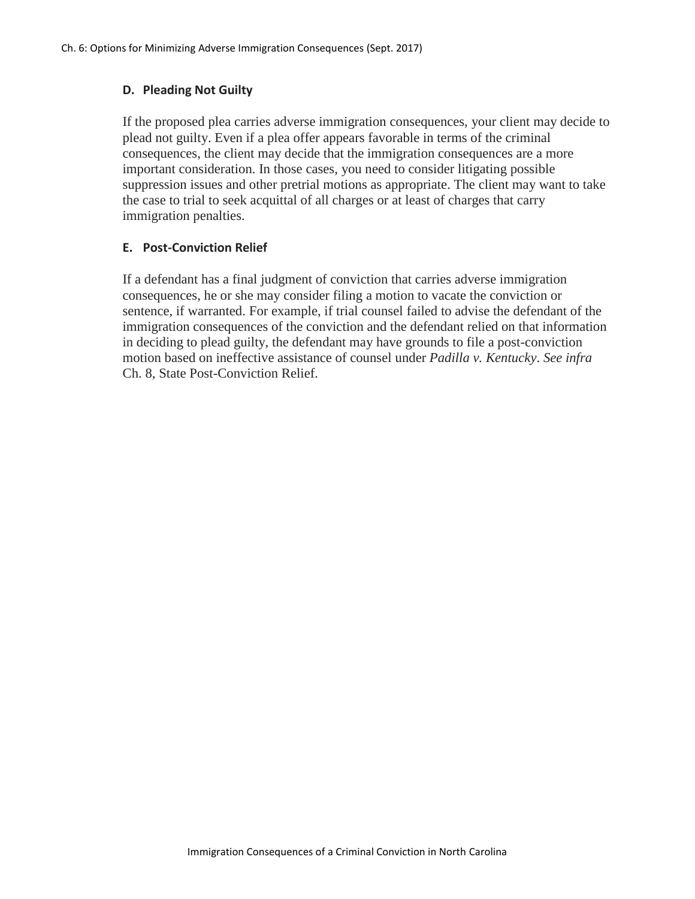### D. Pleading Not Guilty

If the proposed plea carries adverse immigration consequences, your client may decide to plead not guilty. Even if a plea offer appears favorable in terms of the criminal consequences, the client may decide that the immigration consequences are a more important consideration. In those cases, you need to consider litigating possible suppression issues and other pretrial motions as appropriate. The client may want to take the case to trial to seek acquittal of all charges or at least of charges that carry immigration penalties.

### E. Post-Conviction Relief

If a defendant has a final judgment of conviction that carries adverse immigration consequences, he or she may consider filing a motion to vacate the conviction or sentence, if warranted. For example, if trial counsel failed to advise the defendant of the immigration consequences of the conviction and the defendant relied on that information in deciding to plead guilty, the defendant may have grounds to file a post-conviction motion based on ineffective assistance of counsel under *Padilla v. Kentucky*. *See infra* Ch. 8, State Post-Conviction Relief.